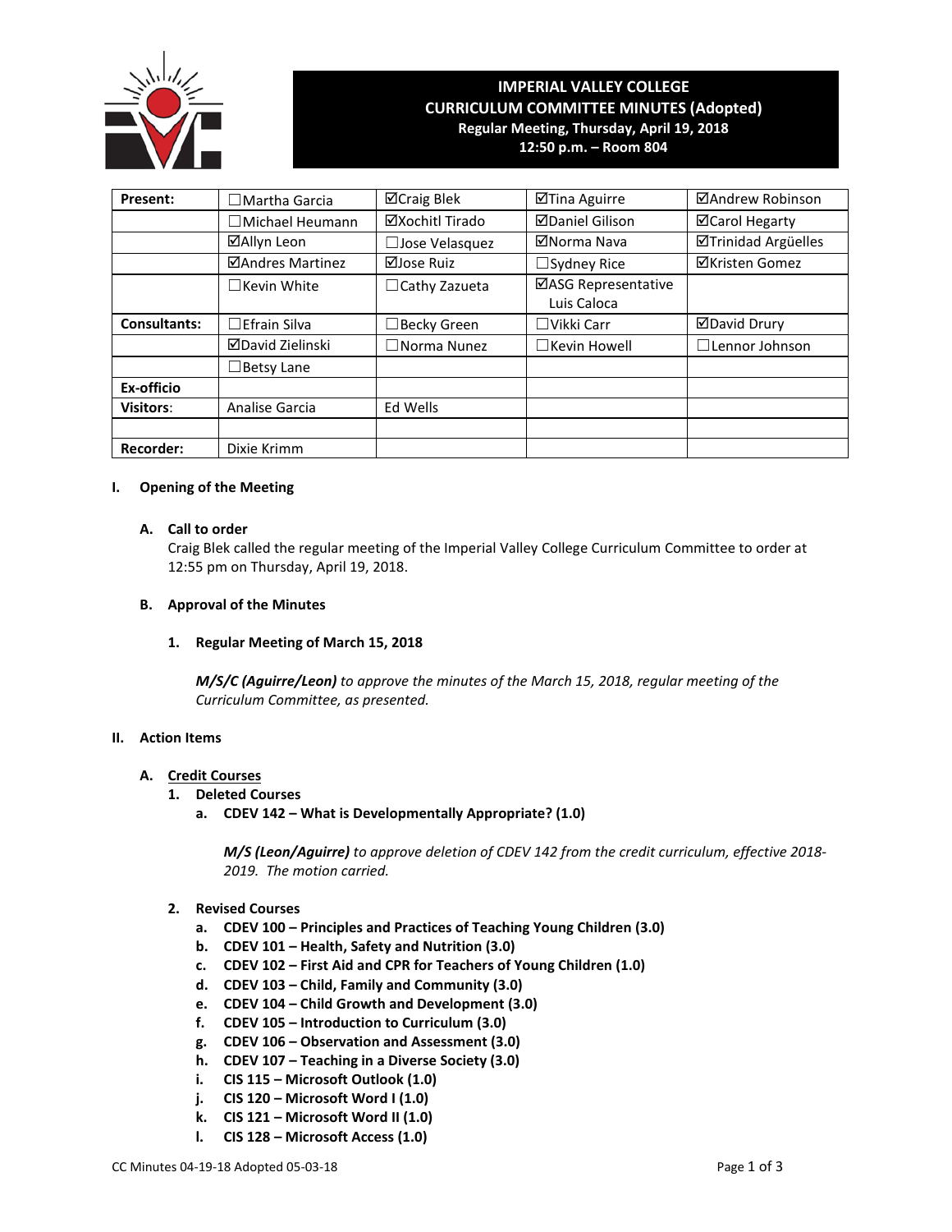# IMPERIAL VALLEY COLLEGE
## CURRICULUM COMMITTEE MINUTES (Adopted)
**Regular Meeting, Thursday, April 19, 2018**
**12:50 p.m. – Room 804**

| Present: | ☐Martha Garcia | ☑Craig Blek | ☑Tina Aguirre | ☑Andrew Robinson |
|---|---|---|---|---|
| | ☐Michael Heumann | ☑Xochitl Tirado | ☑Daniel Gilison | ☑Carol Hegarty |
| | ☑Allyn Leon | ☐Jose Velasquez | ☑Norma Nava | ☑Trinidad Argüelles |
| | ☑Andres Martinez | ☑Jose Ruiz | ☐Sydney Rice | ☑Kristen Gomez |
| | ☐Kevin White | ☐Cathy Zazueta | ☑ASG Representative Luis Caloca | |
| **Consultants:** | ☐Efrain Silva | ☐Becky Green | ☐Vikki Carr | ☑David Drury |
| | ☑David Zielinski | ☐Norma Nunez | ☐Kevin Howell | ☐Lennor Johnson |
| | ☐Betsy Lane | | | |
| **Ex-officio** | | | | |
| **Visitors:** | Analise Garcia | Ed Wells | | |
| | | | | |
| **Recorder:** | Dixie Krimm | | | |

## I. Opening of the Meeting

### A. Call to order

Craig Blek called the regular meeting of the Imperial Valley College Curriculum Committee to order at 12:55 pm on Thursday, April 19, 2018.

### B. Approval of the Minutes

**1. Regular Meeting of March 15, 2018**

***M/S/C (Aguirre/Leon)*** *to approve the minutes of the March 15, 2018, regular meeting of the Curriculum Committee, as presented.*

## II. Action Items

### A. Credit Courses

**1. Deleted Courses**

**a. CDEV 142 – What is Developmentally Appropriate? (1.0)**

***M/S (Leon/Aguirre)*** *to approve deletion of CDEV 142 from the credit curriculum, effective 2018-2019. The motion carried.*

**2. Revised Courses**

- **a. CDEV 100 – Principles and Practices of Teaching Young Children (3.0)**
- **b. CDEV 101 – Health, Safety and Nutrition (3.0)**
- **c. CDEV 102 – First Aid and CPR for Teachers of Young Children (1.0)**
- **d. CDEV 103 – Child, Family and Community (3.0)**
- **e. CDEV 104 – Child Growth and Development (3.0)**
- **f. CDEV 105 – Introduction to Curriculum (3.0)**
- **g. CDEV 106 – Observation and Assessment (3.0)**
- **h. CDEV 107 – Teaching in a Diverse Society (3.0)**
- **i. CIS 115 – Microsoft Outlook (1.0)**
- **j. CIS 120 – Microsoft Word I (1.0)**
- **k. CIS 121 – Microsoft Word II (1.0)**
- **l. CIS 128 – Microsoft Access (1.0)**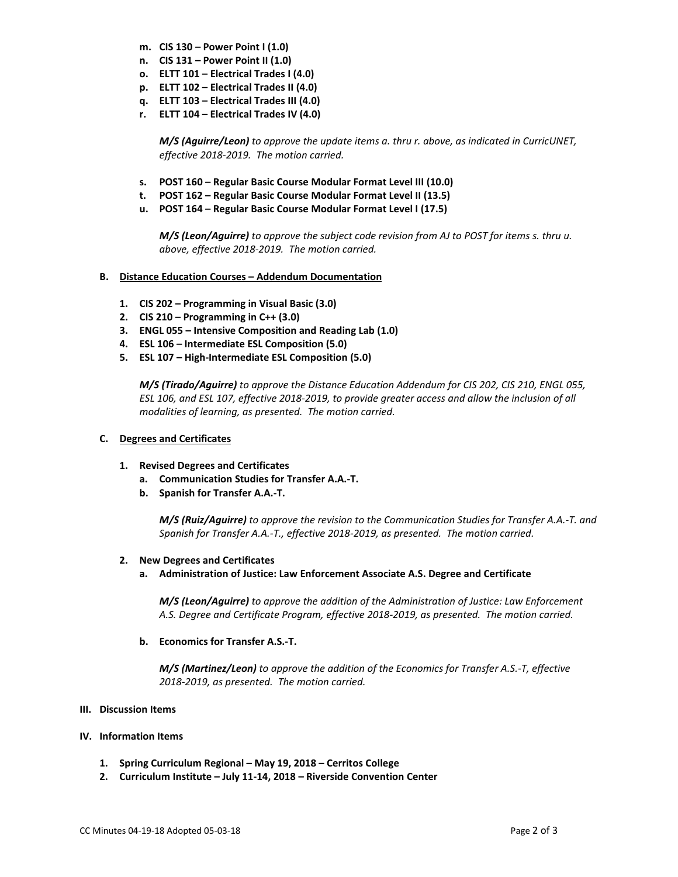m. **CIS 130 – Power Point I (1.0)**
n. **CIS 131 – Power Point II (1.0)**
o. **ELTT 101 – Electrical Trades I (4.0)**
p. **ELTT 102 – Electrical Trades II (4.0)**
q. **ELTT 103 – Electrical Trades III (4.0)**
r. **ELTT 104 – Electrical Trades IV (4.0)**

*__M/S (Aguirre/Leon)__ to approve the update items a. thru r. above, as indicated in CurricUNET, effective 2018-2019. The motion carried.*

s. **POST 160 – Regular Basic Course Modular Format Level III (10.0)**
t. **POST 162 – Regular Basic Course Modular Format Level II (13.5)**
u. **POST 164 – Regular Basic Course Modular Format Level I (17.5)**

*__M/S (Leon/Aguirre)__ to approve the subject code revision from AJ to POST for items s. thru u. above, effective 2018-2019. The motion carried.*

**B. Distance Education Courses – Addendum Documentation**

1. **CIS 202 – Programming in Visual Basic (3.0)**
2. **CIS 210 – Programming in C++ (3.0)**
3. **ENGL 055 – Intensive Composition and Reading Lab (1.0)**
4. **ESL 106 – Intermediate ESL Composition (5.0)**
5. **ESL 107 – High-Intermediate ESL Composition (5.0)**

*__M/S (Tirado/Aguirre)__ to approve the Distance Education Addendum for CIS 202, CIS 210, ENGL 055, ESL 106, and ESL 107, effective 2018-2019, to provide greater access and allow the inclusion of all modalities of learning, as presented. The motion carried.*

**C. Degrees and Certificates**

1. **Revised Degrees and Certificates**
   a. **Communication Studies for Transfer A.A.-T.**
   b. **Spanish for Transfer A.A.-T.**

   *__M/S (Ruiz/Aguirre)__ to approve the revision to the Communication Studies for Transfer A.A.-T. and Spanish for Transfer A.A.-T., effective 2018-2019, as presented. The motion carried.*

2. **New Degrees and Certificates**
   a. **Administration of Justice: Law Enforcement Associate A.S. Degree and Certificate**

   *__M/S (Leon/Aguirre)__ to approve the addition of the Administration of Justice: Law Enforcement A.S. Degree and Certificate Program, effective 2018-2019, as presented. The motion carried.*

   b. **Economics for Transfer A.S.-T.**

   *__M/S (Martinez/Leon)__ to approve the addition of the Economics for Transfer A.S.-T, effective 2018-2019, as presented. The motion carried.*

**III. Discussion Items**

**IV. Information Items**

1. **Spring Curriculum Regional – May 19, 2018 – Cerritos College**
2. **Curriculum Institute – July 11-14, 2018 – Riverside Convention Center**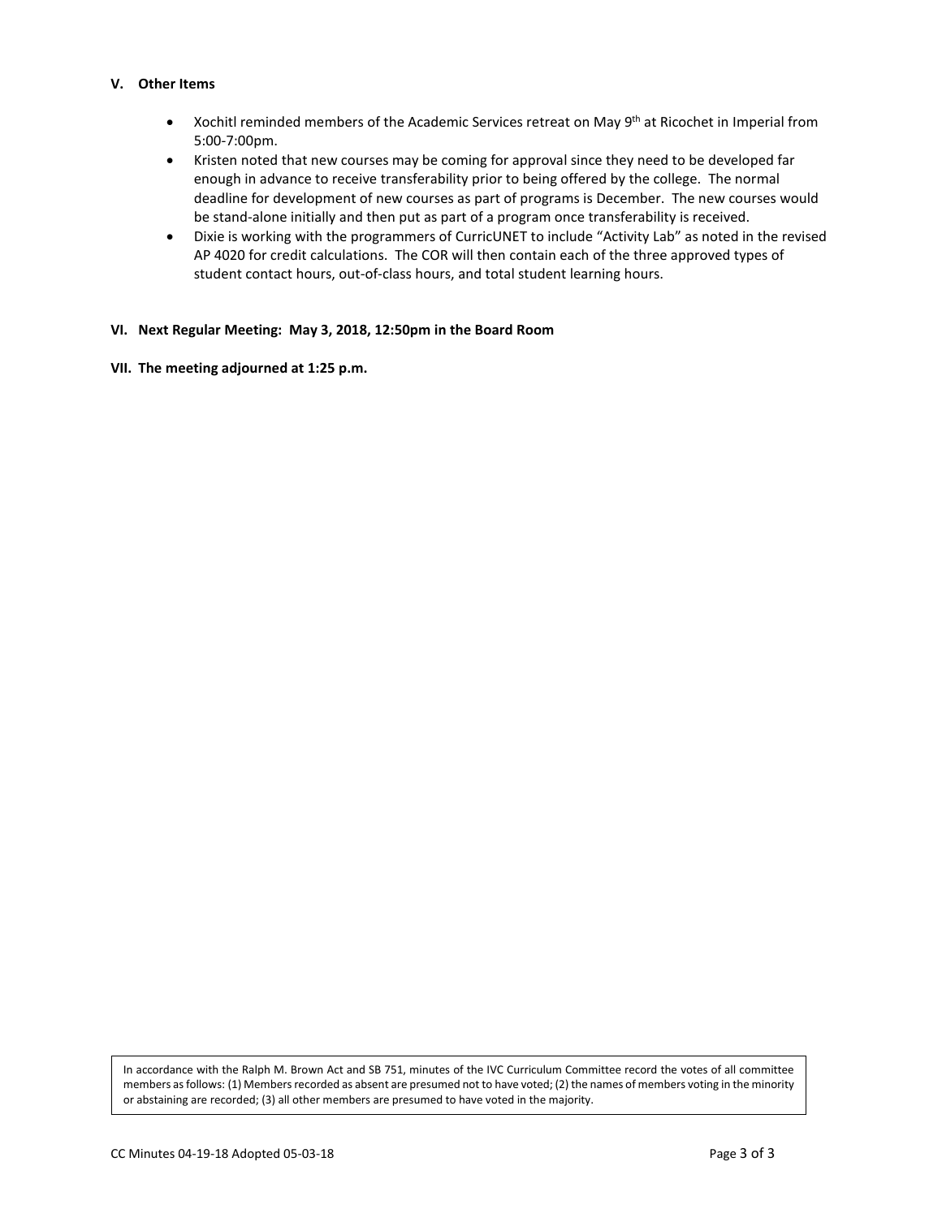### V. Other Items

- Xochitl reminded members of the Academic Services retreat on May 9th at Ricochet in Imperial from 5:00-7:00pm.
- Kristen noted that new courses may be coming for approval since they need to be developed far enough in advance to receive transferability prior to being offered by the college. The normal deadline for development of new courses as part of programs is December. The new courses would be stand-alone initially and then put as part of a program once transferability is received.
- Dixie is working with the programmers of CurricUNET to include "Activity Lab" as noted in the revised AP 4020 for credit calculations. The COR will then contain each of the three approved types of student contact hours, out-of-class hours, and total student learning hours.

### VI. Next Regular Meeting: May 3, 2018, 12:50pm in the Board Room

### VII. The meeting adjourned at 1:25 p.m.

In accordance with the Ralph M. Brown Act and SB 751, minutes of the IVC Curriculum Committee record the votes of all committee members as follows: (1) Members recorded as absent are presumed not to have voted; (2) the names of members voting in the minority or abstaining are recorded; (3) all other members are presumed to have voted in the majority.

CC Minutes 04-19-18 Adopted 05-03-18